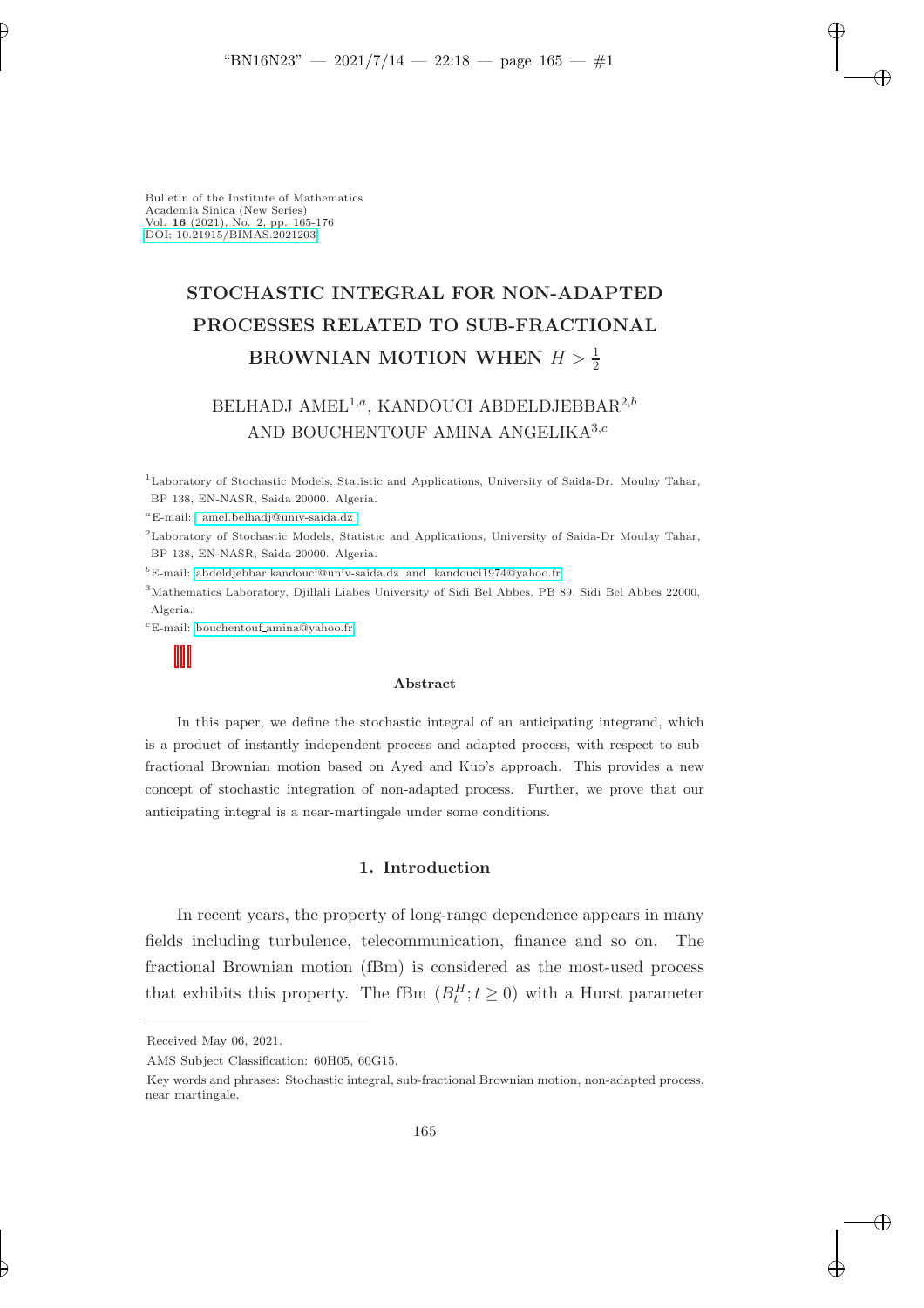Bulletin of the Institute of Mathematics
Academia Sinica (New Series)
Vol. **16** (2021), No. 2, pp. 165-176
DOI: 10.21915/BIMAS.2021203

# STOCHASTIC INTEGRAL FOR NON-ADAPTED PROCESSES RELATED TO SUB-FRACTIONAL BROWNIAN MOTION WHEN $H > \frac{1}{2}$

BELHADJ AMEL[1,a], KANDOUCI ABDELDJEBBAR[2,b] AND BOUCHENTOUF AMINA ANGELIKA[3,c]

[1]Laboratory of Stochastic Models, Statistic and Applications, University of Saida-Dr. Moulay Tahar, BP 138, EN-NASR, Saida 20000. Algeria.

[a]E-mail: amel.belhadj@univ-saida.dz

[2]Laboratory of Stochastic Models, Statistic and Applications, University of Saida-Dr Moulay Tahar, BP 138, EN-NASR, Saida 20000. Algeria.

[b]E-mail: abdeldjebbar.kandouci@univ-saida.dz and kandouci1974@yahoo.fr

[3]Mathematics Laboratory, Djillali Liabes University of Sidi Bel Abbes, PB 89, Sidi Bel Abbes 22000, Algeria.

[c]E-mail: bouchentouf_amina@yahoo.fr

### Abstract

In this paper, we define the stochastic integral of an anticipating integrand, which is a product of instantly independent process and adapted process, with respect to sub-fractional Brownian motion based on Ayed and Kuo's approach. This provides a new concept of stochastic integration of non-adapted process. Further, we prove that our anticipating integral is a near-martingale under some conditions.

## 1. Introduction

In recent years, the property of long-range dependence appears in many fields including turbulence, telecommunication, finance and so on. The fractional Brownian motion (fBm) is considered as the most-used process that exhibits this property. The fBm $(B_t^H; t \geq 0)$ with a Hurst parameter

Received May 06, 2021.

AMS Subject Classification: 60H05, 60G15.

Key words and phrases: Stochastic integral, sub-fractional Brownian motion, non-adapted process, near martingale.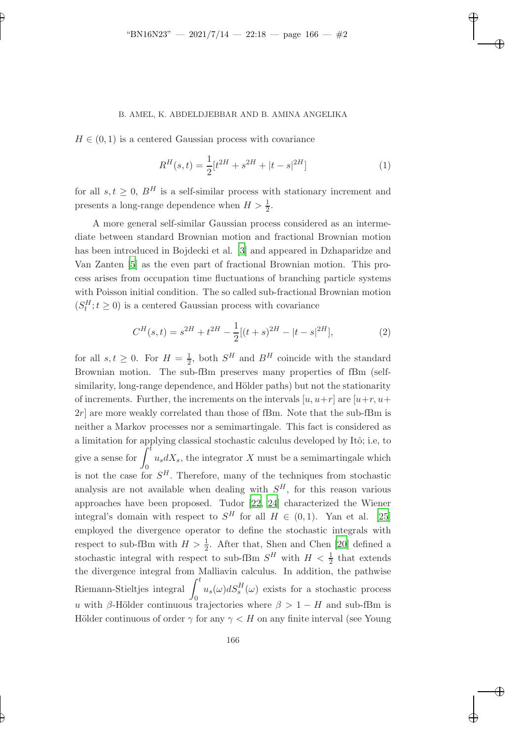$H \in (0, 1)$ is a centered Gaussian process with covariance

$$R^H(s,t) = \frac{1}{2}[t^{2H} + s^{2H} + |t-s|^{2H}] \tag{1}$$

for all $s, t \geq 0$, $B^H$ is a self-similar process with stationary increment and presents a long-range dependence when $H > \frac{1}{2}$.

A more general self-similar Gaussian process considered as an intermediate between standard Brownian motion and fractional Brownian motion has been introduced in Bojdecki et al. [3] and appeared in Dzhaparidze and Van Zanten [5] as the even part of fractional Brownian motion. This process arises from occupation time fluctuations of branching particle systems with Poisson initial condition. The so called sub-fractional Brownian motion $(S_t^H; t \geq 0)$ is a centered Gaussian process with covariance

$$C^H(s,t) = s^{2H} + t^{2H} - \frac{1}{2}[(t+s)^{2H} - |t-s|^{2H}], \tag{2}$$

for all $s, t \geq 0$. For $H = \frac{1}{2}$, both $S^H$ and $B^H$ coincide with the standard Brownian motion. The sub-fBm preserves many properties of fBm (self-similarity, long-range dependence, and Hölder paths) but not the stationarity of increments. Further, the increments on the intervals $[u, u+r]$ are $[u+r, u+2r]$ are more weakly correlated than those of fBm. Note that the sub-fBm is neither a Markov processes nor a semimartingale. This fact is considered as a limitation for applying classical stochastic calculus developed by Itô; i.e, to give a sense for $\int_0^t u_s dX_s$, the integrator $X$ must be a semimartingale which is not the case for $S^H$. Therefore, many of the techniques from stochastic analysis are not available when dealing with $S^H$, for this reason various approaches have been proposed. Tudor [22, 24] characterized the Wiener integral's domain with respect to $S^H$ for all $H \in (0, 1)$. Yan et al. [25] employed the divergence operator to define the stochastic integrals with respect to sub-fBm with $H > \frac{1}{2}$. After that, Shen and Chen [20] defined a stochastic integral with respect to sub-fBm $S^H$ with $H < \frac{1}{2}$ that extends the divergence integral from Malliavin calculus. In addition, the pathwise Riemann-Stieltjes integral $\int_0^t u_s(\omega) dS_s^H(\omega)$ exists for a stochastic process $u$ with $\beta$-Hölder continuous trajectories where $\beta > 1 - H$ and sub-fBm is Hölder continuous of order $\gamma$ for any $\gamma < H$ on any finite interval (see Young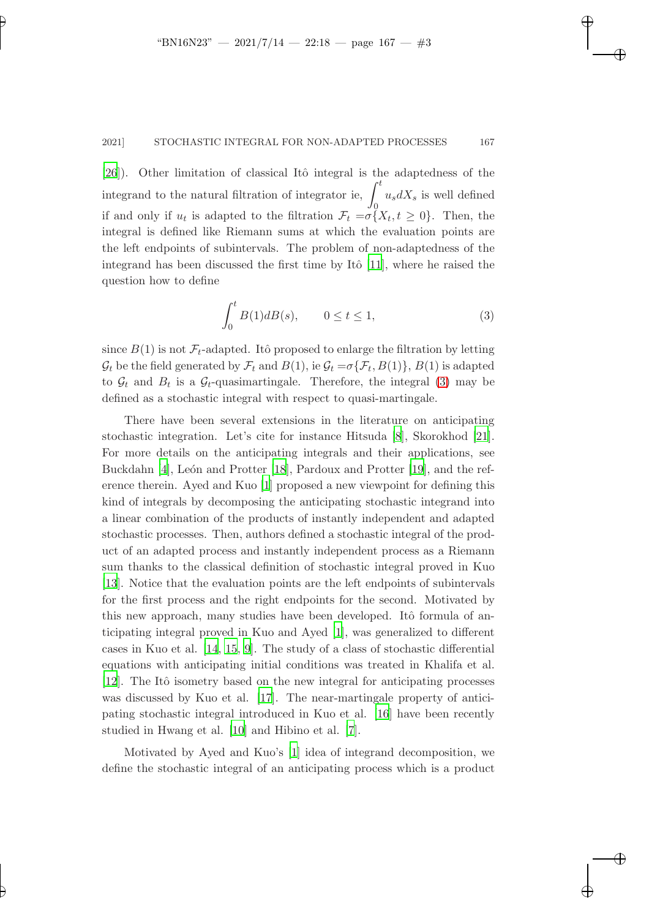[26]). Other limitation of classical Itô integral is the adaptedness of the integrand to the natural filtration of integrator ie, $\int_0^t u_s dX_s$ is well defined if and only if $u_t$ is adapted to the filtration $\mathcal{F}_t = \sigma\{X_t, t \geq 0\}$. Then, the integral is defined like Riemann sums at which the evaluation points are the left endpoints of subintervals. The problem of non-adaptedness of the integrand has been discussed the first time by Itô [11], where he raised the question how to define

$$\int_0^t B(1) dB(s), \qquad 0 \leq t \leq 1, \tag{3}$$

since $B(1)$ is not $\mathcal{F}_t$-adapted. Itô proposed to enlarge the filtration by letting $\mathcal{G}_t$ be the field generated by $\mathcal{F}_t$ and $B(1)$, ie $\mathcal{G}_t = \sigma\{\mathcal{F}_t, B(1)\}$, $B(1)$ is adapted to $\mathcal{G}_t$ and $B_t$ is a $\mathcal{G}_t$-quasimartingale. Therefore, the integral (3) may be defined as a stochastic integral with respect to quasi-martingale.

There have been several extensions in the literature on anticipating stochastic integration. Let's cite for instance Hitsuda [8], Skorokhod [21]. For more details on the anticipating integrals and their applications, see Buckdahn [4], León and Protter [18], Pardoux and Protter [19], and the reference therein. Ayed and Kuo [1] proposed a new viewpoint for defining this kind of integrals by decomposing the anticipating stochastic integrand into a linear combination of the products of instantly independent and adapted stochastic processes. Then, authors defined a stochastic integral of the product of an adapted process and instantly independent process as a Riemann sum thanks to the classical definition of stochastic integral proved in Kuo [13]. Notice that the evaluation points are the left endpoints of subintervals for the first process and the right endpoints for the second. Motivated by this new approach, many studies have been developed. Itô formula of anticipating integral proved in Kuo and Ayed [1], was generalized to different cases in Kuo et al. [14, 15, 9]. The study of a class of stochastic differential equations with anticipating initial conditions was treated in Khalifa et al. [12]. The Itô isometry based on the new integral for anticipating processes was discussed by Kuo et al. [17]. The near-martingale property of anticipating stochastic integral introduced in Kuo et al. [16] have been recently studied in Hwang et al. [10] and Hibino et al. [7].

Motivated by Ayed and Kuo's [1] idea of integrand decomposition, we define the stochastic integral of an anticipating process which is a product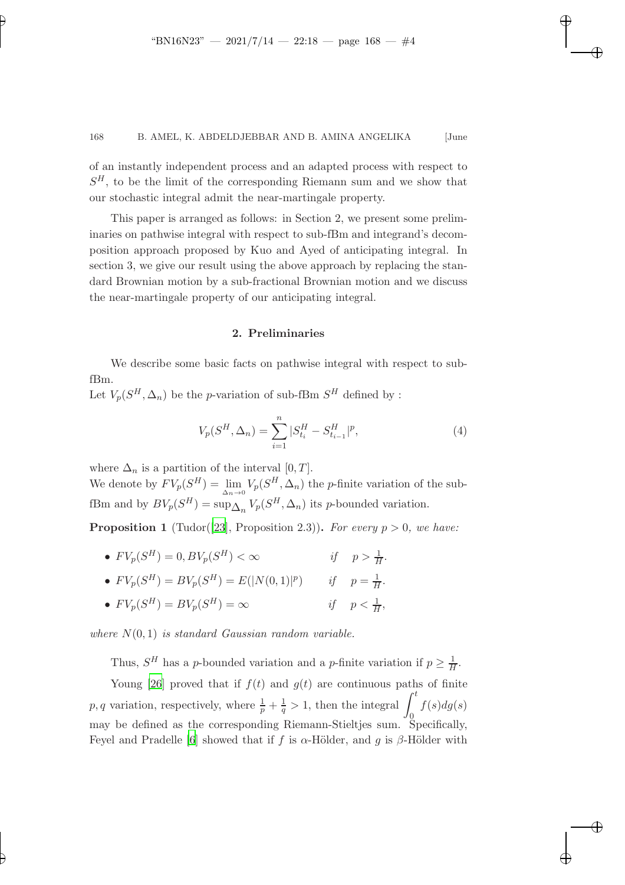of an instantly independent process and an adapted process with respect to $S^H$, to be the limit of the corresponding Riemann sum and we show that our stochastic integral admit the near-martingale property.

This paper is arranged as follows: in Section 2, we present some preliminaries on pathwise integral with respect to sub-fBm and integrand's decomposition approach proposed by Kuo and Ayed of anticipating integral. In section 3, we give our result using the above approach by replacing the standard Brownian motion by a sub-fractional Brownian motion and we discuss the near-martingale property of our anticipating integral.

## 2. Preliminaries

We describe some basic facts on pathwise integral with respect to sub-fBm.

Let $V_p(S^H, \Delta_n)$ be the $p$-variation of sub-fBm $S^H$ defined by :

$$V_p(S^H, \Delta_n) = \sum_{i=1}^{n} |S^H_{t_i} - S^H_{t_{i-1}}|^p, \tag{4}$$

where $\Delta_n$ is a partition of the interval $[0, T]$.

We denote by $FV_p(S^H) = \lim_{\Delta_n \to 0} V_p(S^H, \Delta_n)$ the $p$-finite variation of the sub-fBm and by $BV_p(S^H) = \sup_{\Delta_n} V_p(S^H, \Delta_n)$ its $p$-bounded variation.

**Proposition 1** (Tudor([23], Proposition 2.3))**.** *For every $p > 0$, we have:*

- $FV_p(S^H) = 0, BV_p(S^H) < \infty$ *if* $p > \frac{1}{H}$.
- $FV_p(S^H) = BV_p(S^H) = E(|N(0,1)|^p)$ *if* $p = \frac{1}{H}$.
- $FV_p(S^H) = BV_p(S^H) = \infty$ *if* $p < \frac{1}{H}$,

*where $N(0,1)$ is standard Gaussian random variable.*

Thus, $S^H$ has a $p$-bounded variation and a $p$-finite variation if $p \geq \frac{1}{H}$.

Young [26] proved that if $f(t)$ and $g(t)$ are continuous paths of finite $p, q$ variation, respectively, where $\frac{1}{p} + \frac{1}{q} > 1$, then the integral $\int_0^t f(s)dg(s)$ may be defined as the corresponding Riemann-Stieltjes sum. Specifically, Feyel and Pradelle [6] showed that if $f$ is $\alpha$-Hölder, and $g$ is $\beta$-Hölder with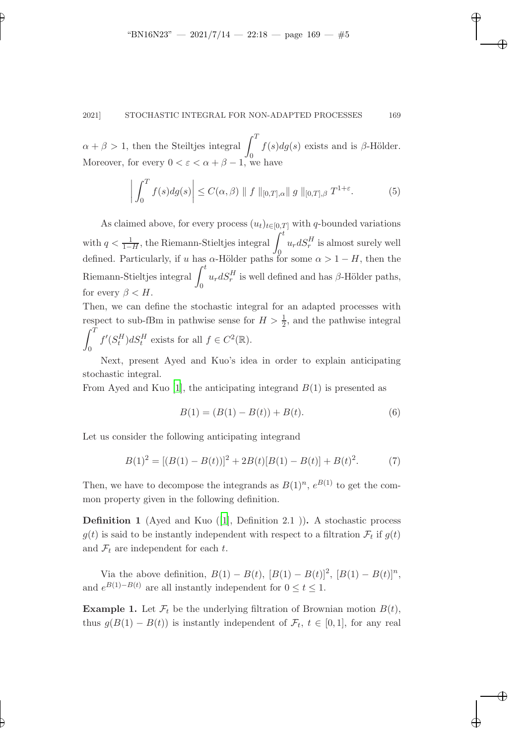$\alpha + \beta > 1$, then the Steiltjes integral $\displaystyle\int_0^T f(s)dg(s)$ exists and is $\beta$-Hölder. Moreover, for every $0 < \varepsilon < \alpha + \beta - 1$, we have

$$\left| \int_0^T f(s)dg(s) \right| \leq C(\alpha, \beta) \parallel f \parallel_{[0,T],\alpha} \parallel g \parallel_{[0,T],\beta} T^{1+\varepsilon}. \tag{5}$$

As claimed above, for every process $(u_t)_{t\in[0,T]}$ with $q$-bounded variations with $q < \frac{1}{1-H}$, the Riemann-Stieltjes integral $\displaystyle\int_0^t u_r dS_r^H$ is almost surely well defined. Particularly, if $u$ has $\alpha$-Hölder paths for some $\alpha > 1 - H$, then the Riemann-Stieltjes integral $\displaystyle\int_0^t u_r dS_r^H$ is well defined and has $\beta$-Hölder paths, for every $\beta < H$.

Then, we can define the stochastic integral for an adapted processes with respect to sub-fBm in pathwise sense for $H > \frac{1}{2}$, and the pathwise integral $\displaystyle\int_0^T f'(S_t^H)dS_t^H$ exists for all $f \in C^2(\mathbb{R})$.

Next, present Ayed and Kuo's idea in order to explain anticipating stochastic integral.

From Ayed and Kuo [1], the anticipating integrand $B(1)$ is presented as

$$B(1) = (B(1) - B(t)) + B(t). \tag{6}$$

Let us consider the following anticipating integrand

$$B(1)^2 = [(B(1) - B(t))]^2 + 2B(t)[B(1) - B(t)] + B(t)^2. \tag{7}$$

Then, we have to decompose the integrands as $B(1)^n$, $e^{B(1)}$ to get the common property given in the following definition.

**Definition 1** (Ayed and Kuo ([1], Definition 2.1 ))**.** A stochastic process $g(t)$ is said to be instantly independent with respect to a filtration $\mathcal{F}_t$ if $g(t)$ and $\mathcal{F}_t$ are independent for each $t$.

Via the above definition, $B(1) - B(t)$, $[B(1) - B(t)]^2$, $[B(1) - B(t)]^n$, and $e^{B(1)-B(t)}$ are all instantly independent for $0 \leq t \leq 1$.

**Example 1.** Let $\mathcal{F}_t$ be the underlying filtration of Brownian motion $B(t)$, thus $g(B(1) - B(t))$ is instantly independent of $\mathcal{F}_t$, $t \in [0, 1]$, for any real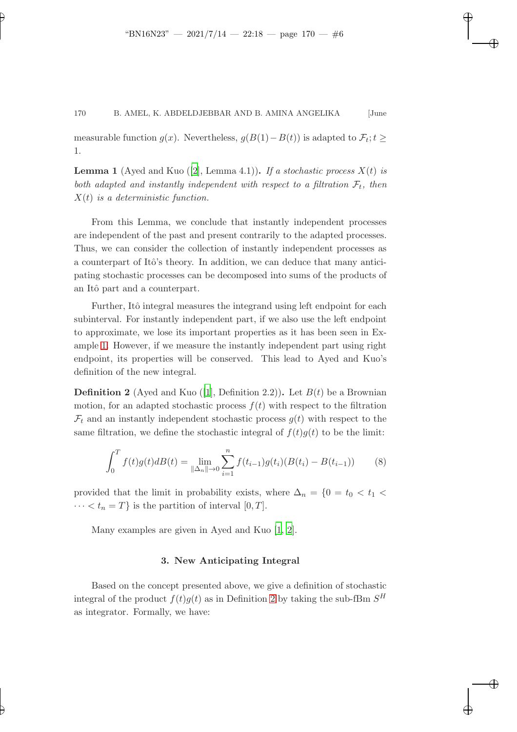measurable function $g(x)$. Nevertheless, $g(B(1)-B(t))$ is adapted to $\mathcal{F}_t; t \geq 1$.

**Lemma 1** (Ayed and Kuo ([2], Lemma 4.1))**.** *If a stochastic process $X(t)$ is both adapted and instantly independent with respect to a filtration $\mathcal{F}_t$, then $X(t)$ is a deterministic function.*

From this Lemma, we conclude that instantly independent processes are independent of the past and present contrarily to the adapted processes. Thus, we can consider the collection of instantly independent processes as a counterpart of Itô's theory. In addition, we can deduce that many anticipating stochastic processes can be decomposed into sums of the products of an Itô part and a counterpart.

Further, Itô integral measures the integrand using left endpoint for each subinterval. For instantly independent part, if we also use the left endpoint to approximate, we lose its important properties as it has been seen in Example 1. However, if we measure the instantly independent part using right endpoint, its properties will be conserved. This lead to Ayed and Kuo's definition of the new integral.

**Definition 2** (Ayed and Kuo ([1], Definition 2.2))**.** Let $B(t)$ be a Brownian motion, for an adapted stochastic process $f(t)$ with respect to the filtration $\mathcal{F}_t$ and an instantly independent stochastic process $g(t)$ with respect to the same filtration, we define the stochastic integral of $f(t)g(t)$ to be the limit:

$$\int_0^T f(t)g(t)dB(t) = \lim_{\|\Delta_n\| \to 0} \sum_{i=1}^{n} f(t_{i-1})g(t_i)(B(t_i) - B(t_{i-1})) \tag{8}$$

provided that the limit in probability exists, where $\Delta_n = \{0 = t_0 < t_1 < \cdots < t_n = T\}$ is the partition of interval $[0, T]$.

Many examples are given in Ayed and Kuo [1, 2].

## 3. New Anticipating Integral

Based on the concept presented above, we give a definition of stochastic integral of the product $f(t)g(t)$ as in Definition 2 by taking the sub-fBm $S^H$ as integrator. Formally, we have: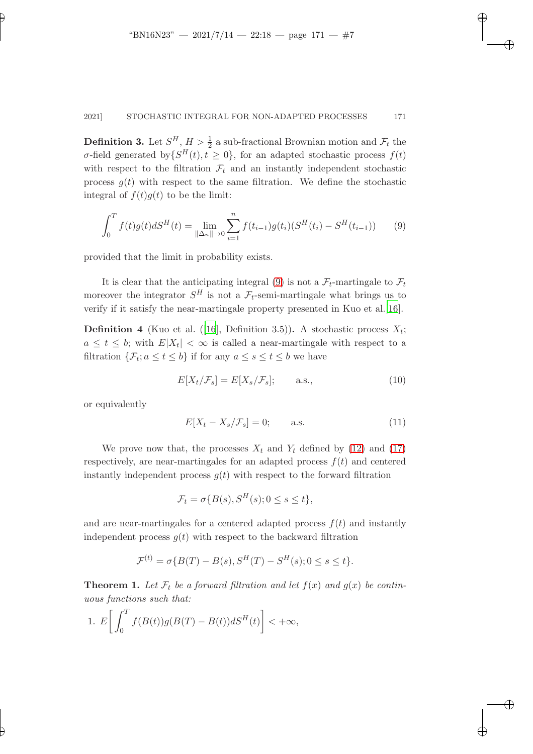**Definition 3.** Let $S^H$, $H > \frac{1}{2}$ a sub-fractional Brownian motion and $\mathcal{F}_t$ the $\sigma$-field generated by$\{S^H(t), t \geq 0\}$, for an adapted stochastic process $f(t)$ with respect to the filtration $\mathcal{F}_t$ and an instantly independent stochastic process $g(t)$ with respect to the same filtration. We define the stochastic integral of $f(t)g(t)$ to be the limit:

$$\int_0^T f(t)g(t)dS^H(t) = \lim_{\|\Delta_n\|\to 0} \sum_{i=1}^{n} f(t_{i-1})g(t_i)(S^H(t_i) - S^H(t_{i-1})) \qquad (9)$$

provided that the limit in probability exists.

It is clear that the anticipating integral (9) is not a $\mathcal{F}_t$-martingale to $\mathcal{F}_t$ moreover the integrator $S^H$ is not a $\mathcal{F}_t$-semi-martingale what brings us to verify if it satisfy the near-martingale property presented in Kuo et al. [16].

**Definition 4** (Kuo et al. ([16], Definition 3.5))**.** A stochastic process $X_t$; $a \leq t \leq b$; with $E|X_t| < \infty$ is called a near-martingale with respect to a filtration $\{\mathcal{F}_t; a \leq t \leq b\}$ if for any $a \leq s \leq t \leq b$ we have

$$E[X_t/\mathcal{F}_s] = E[X_s/\mathcal{F}_s]; \qquad \text{a.s.}, \qquad (10)$$

or equivalently

$$E[X_t - X_s/\mathcal{F}_s] = 0; \qquad \text{a.s.} \qquad (11)$$

We prove now that, the processes $X_t$ and $Y_t$ defined by (12) and (17) respectively, are near-martingales for an adapted process $f(t)$ and centered instantly independent process $g(t)$ with respect to the forward filtration

$$\mathcal{F}_t = \sigma\{B(s), S^H(s); 0 \leq s \leq t\},$$

and are near-martingales for a centered adapted process $f(t)$ and instantly independent process $g(t)$ with respect to the backward filtration

$$\mathcal{F}^{(t)} = \sigma\{B(T) - B(s), S^H(T) - S^H(s); 0 \leq s \leq t\}.$$

**Theorem 1.** *Let $\mathcal{F}_t$ be a forward filtration and let $f(x)$ and $g(x)$ be continuous functions such that:*

1. $E\left[\int_0^T f(B(t))g(B(T) - B(t))dS^H(t)\right] < +\infty,$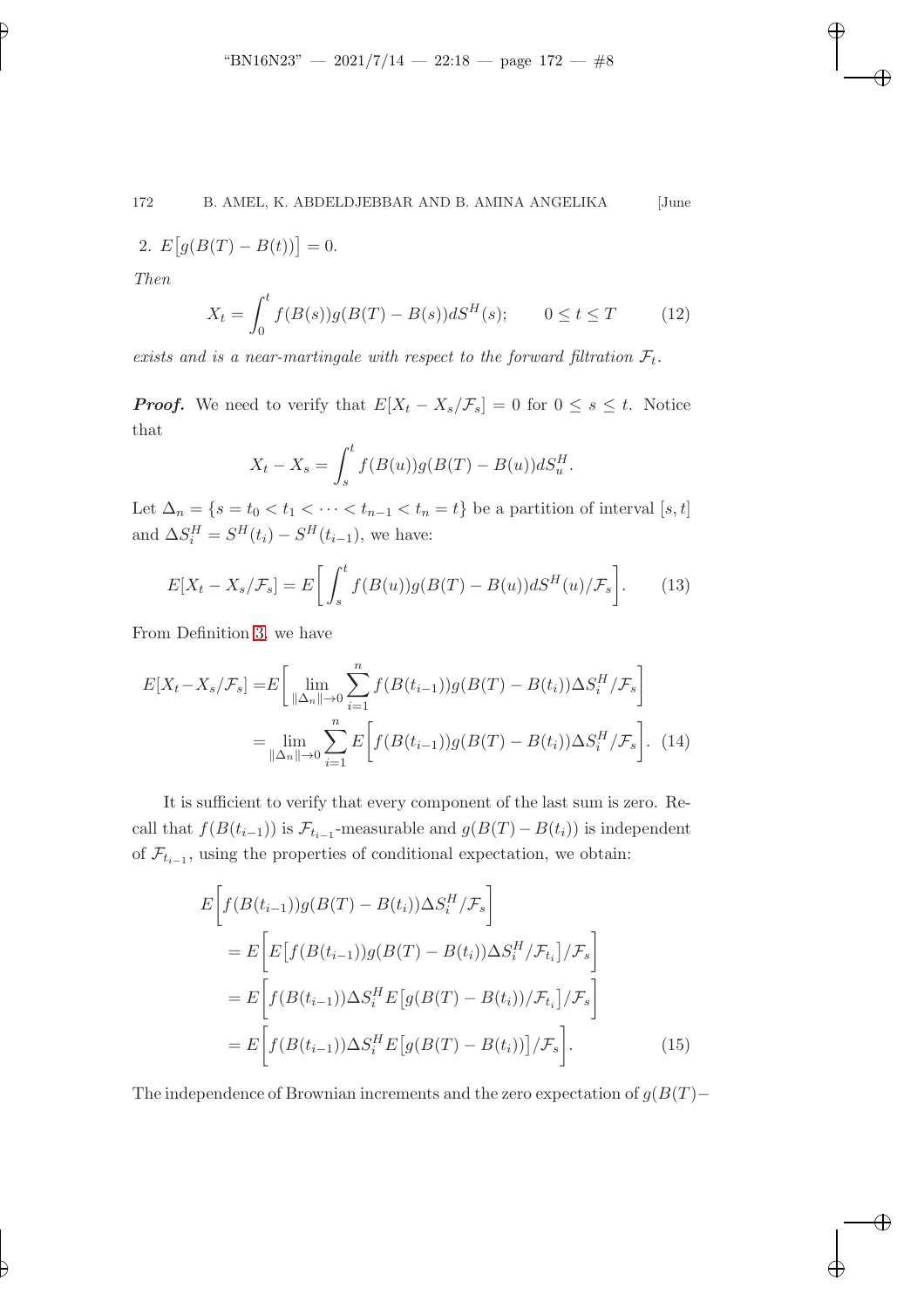2. $E\big[g(B(T) - B(t))\big] = 0$.

*Then*

$$X_t = \int_0^t f(B(s))g(B(T) - B(s))dS^H(s); \qquad 0 \leq t \leq T \tag{12}$$

*exists and is a near-martingale with respect to the forward filtration* $\mathcal{F}_t$.

***Proof.*** We need to verify that $E[X_t - X_s/\mathcal{F}_s] = 0$ for $0 \leq s \leq t$. Notice that

$$X_t - X_s = \int_s^t f(B(u))g(B(T) - B(u))dS_u^H.$$

Let $\Delta_n = \{s = t_0 < t_1 < \cdots < t_{n-1} < t_n = t\}$ be a partition of interval $[s, t]$ and $\Delta S_i^H = S^H(t_i) - S^H(t_{i-1})$, we have:

$$E[X_t - X_s/\mathcal{F}_s] = E\bigg[\int_s^t f(B(u))g(B(T) - B(u))dS^H(u)/\mathcal{F}_s\bigg]. \tag{13}$$

From Definition 3, we have

$$\begin{aligned} E[X_t - X_s/\mathcal{F}_s] &= E\bigg[\lim_{\|\Delta_n\| \to 0} \sum_{i=1}^n f(B(t_{i-1}))g(B(T) - B(t_i))\Delta S_i^H/\mathcal{F}_s\bigg] \\ &= \lim_{\|\Delta_n\| \to 0} \sum_{i=1}^n E\bigg[f(B(t_{i-1}))g(B(T) - B(t_i))\Delta S_i^H/\mathcal{F}_s\bigg]. \end{aligned} \tag{14}$$

It is sufficient to verify that every component of the last sum is zero. Recall that $f(B(t_{i-1}))$ is $\mathcal{F}_{t_{i-1}}$-measurable and $g(B(T) - B(t_i))$ is independent of $\mathcal{F}_{t_{i-1}}$, using the properties of conditional expectation, we obtain:

$$\begin{aligned} &E\bigg[f(B(t_{i-1}))g(B(T) - B(t_i))\Delta S_i^H/\mathcal{F}_s\bigg] \\ &= E\bigg[E\big[f(B(t_{i-1}))g(B(T) - B(t_i))\Delta S_i^H/\mathcal{F}_{t_i}\big]/\mathcal{F}_s\bigg] \\ &= E\bigg[f(B(t_{i-1}))\Delta S_i^H E\big[g(B(T) - B(t_i))/\mathcal{F}_{t_i}\big]/\mathcal{F}_s\bigg] \\ &= E\bigg[f(B(t_{i-1}))\Delta S_i^H E\big[g(B(T) - B(t_i))\big]/\mathcal{F}_s\bigg]. \end{aligned} \tag{15}$$

The independence of Brownian increments and the zero expectation of $g(B(T)-$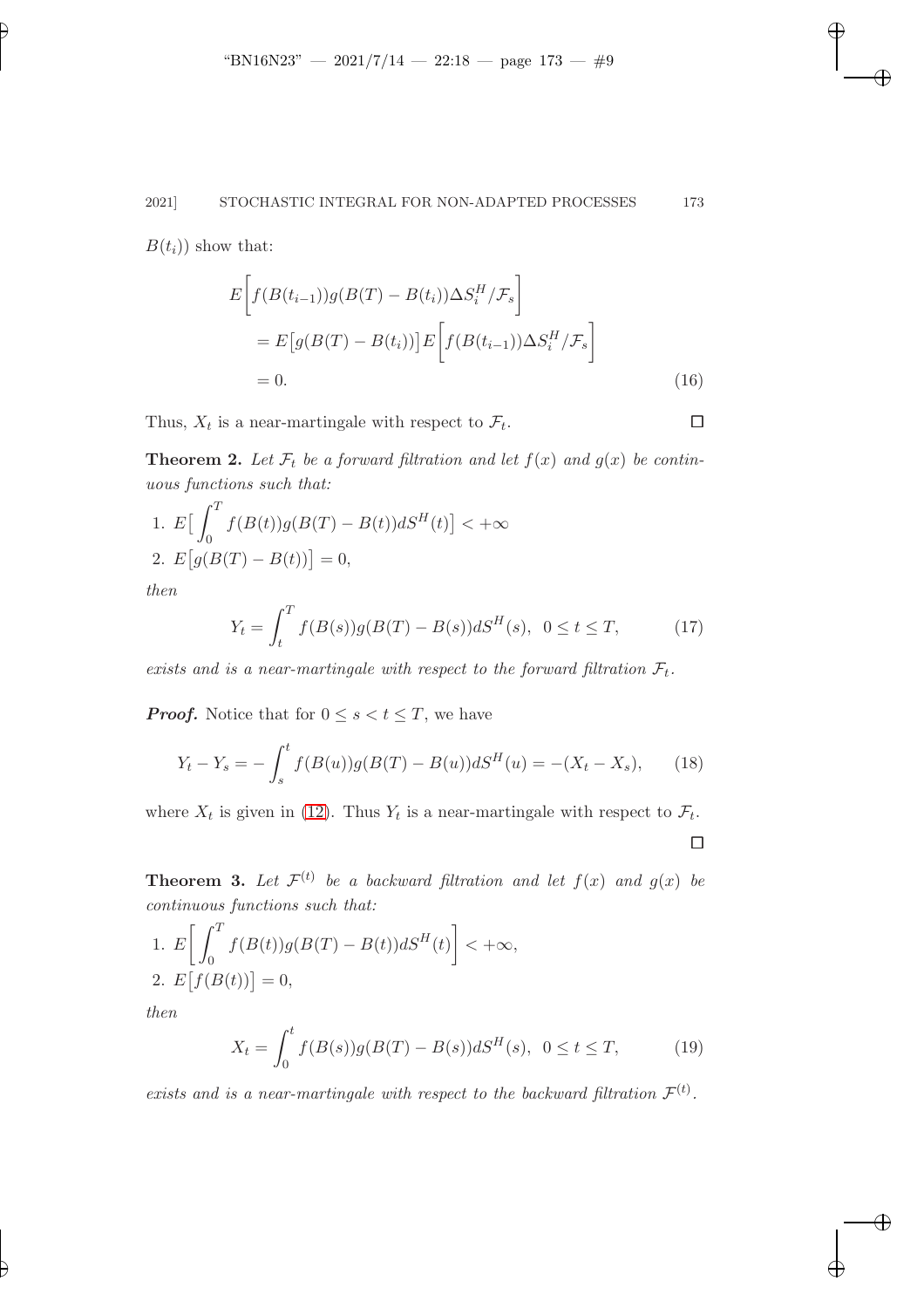$B(t_i))$ show that:

$$
\begin{aligned}
&E\bigg[f(B(t_{i-1}))g(B(T)-B(t_i))\Delta S_i^H/\mathcal{F}_s\bigg] \\
&\quad = E\big[g(B(T)-B(t_i))\big]E\bigg[f(B(t_{i-1}))\Delta S_i^H/\mathcal{F}_s\bigg] \\
&\quad = 0.
\end{aligned} \tag{16}
$$

Thus, $X_t$ is a near-martingale with respect to $\mathcal{F}_t$. □

**Theorem 2.** *Let $\mathcal{F}_t$ be a forward filtration and let $f(x)$ and $g(x)$ be continuous functions such that:*

1. $E\big[\int_0^T f(B(t))g(B(T)-B(t))dS^H(t)\big] < +\infty$
2. $E\big[g(B(T)-B(t))\big] = 0,$

*then*

$$
Y_t = \int_t^T f(B(s))g(B(T)-B(s))dS^H(s), \;\; 0 \le t \le T, \tag{17}
$$

*exists and is a near-martingale with respect to the forward filtration $\mathcal{F}_t$.*

***Proof.*** Notice that for $0 \le s < t \le T$, we have

$$
Y_t - Y_s = -\int_s^t f(B(u))g(B(T)-B(u))dS^H(u) = -(X_t - X_s), \tag{18}
$$

where $X_t$ is given in (12). Thus $Y_t$ is a near-martingale with respect to $\mathcal{F}_t$.

□

**Theorem 3.** *Let $\mathcal{F}^{(t)}$ be a backward filtration and let $f(x)$ and $g(x)$ be continuous functions such that:*

1. $E\bigg[\int_0^T f(B(t))g(B(T)-B(t))dS^H(t)\bigg] < +\infty,$
2. $E\big[f(B(t))\big] = 0,$

*then*

$$
X_t = \int_0^t f(B(s))g(B(T)-B(s))dS^H(s), \;\; 0 \le t \le T, \tag{19}
$$

*exists and is a near-martingale with respect to the backward filtration $\mathcal{F}^{(t)}$.*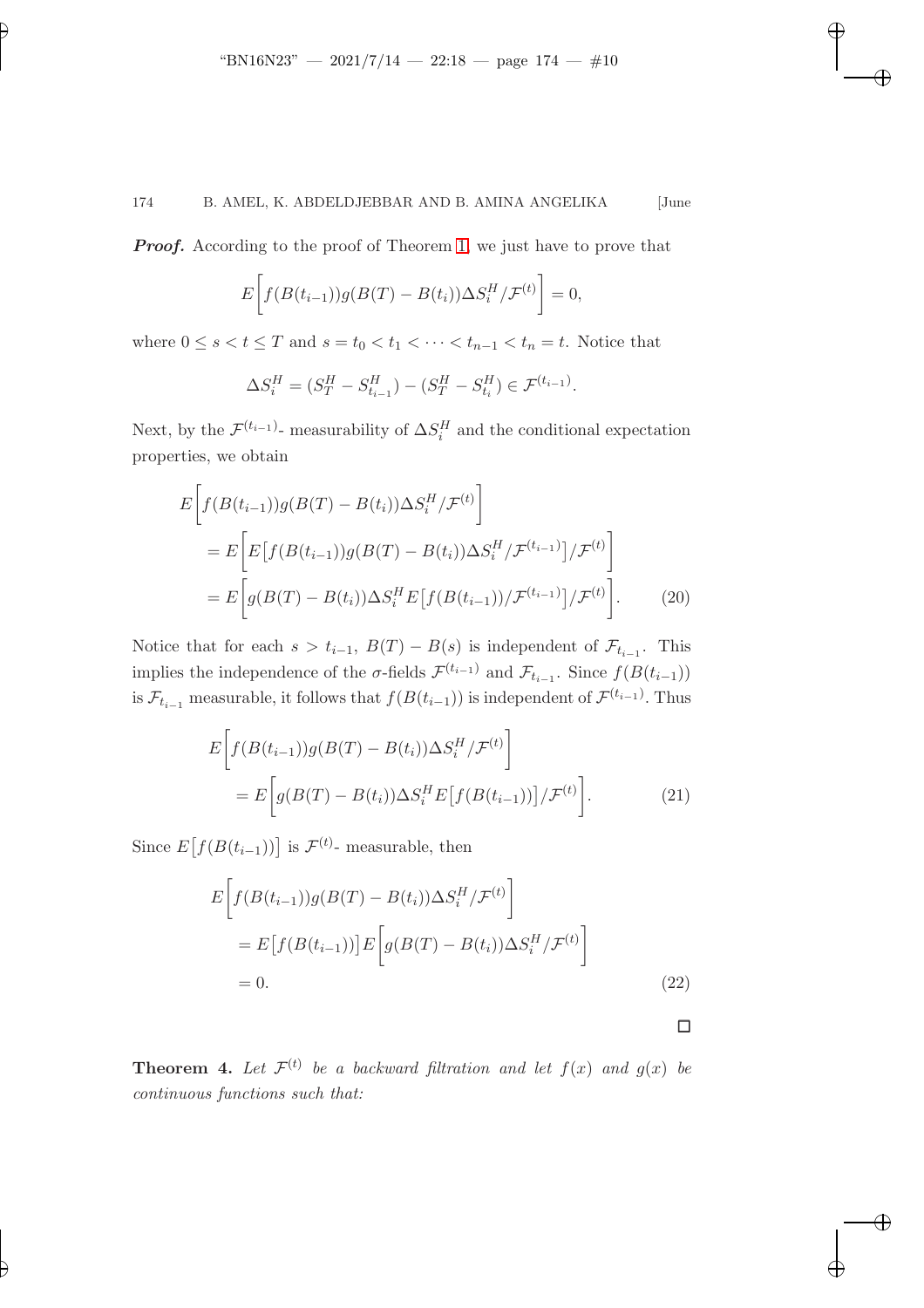***Proof.*** According to the proof of Theorem 1, we just have to prove that

$$E\bigg[f(B(t_{i-1}))g(B(T)-B(t_i))\Delta S_i^H/\mathcal{F}^{(t)}\bigg]=0,$$

where $0\leq s<t\leq T$ and $s=t_0<t_1<\cdots<t_{n-1}<t_n=t$. Notice that

$$\Delta S_i^H=(S_T^H-S_{t_{i-1}}^H)-(S_T^H-S_{t_i}^H)\in\mathcal{F}^{(t_{i-1})}.$$

Next, by the $\mathcal{F}^{(t_{i-1})}$- measurability of $\Delta S_i^H$ and the conditional expectation properties, we obtain

$$\begin{aligned}
&E\bigg[f(B(t_{i-1}))g(B(T)-B(t_i))\Delta S_i^H/\mathcal{F}^{(t)}\bigg]\\
&\quad=E\bigg[E\big[f(B(t_{i-1}))g(B(T)-B(t_i))\Delta S_i^H/\mathcal{F}^{(t_{i-1})}\big]/\mathcal{F}^{(t)}\bigg]\\
&\quad=E\bigg[g(B(T)-B(t_i))\Delta S_i^H E\big[f(B(t_{i-1}))/\mathcal{F}^{(t_{i-1})}\big]/\mathcal{F}^{(t)}\bigg]. \qquad (20)
\end{aligned}$$

Notice that for each $s>t_{i-1}$, $B(T)-B(s)$ is independent of $\mathcal{F}_{t_{i-1}}$. This implies the independence of the $\sigma$-fields $\mathcal{F}^{(t_{i-1})}$ and $\mathcal{F}_{t_{i-1}}$. Since $f(B(t_{i-1}))$ is $\mathcal{F}_{t_{i-1}}$ measurable, it follows that $f(B(t_{i-1}))$ is independent of $\mathcal{F}^{(t_{i-1})}$. Thus

$$\begin{aligned}
&E\bigg[f(B(t_{i-1}))g(B(T)-B(t_i))\Delta S_i^H/\mathcal{F}^{(t)}\bigg]\\
&\quad=E\bigg[g(B(T)-B(t_i))\Delta S_i^H E\big[f(B(t_{i-1}))\big]/\mathcal{F}^{(t)}\bigg]. \qquad (21)
\end{aligned}$$

Since $E\big[f(B(t_{i-1}))\big]$ is $\mathcal{F}^{(t)}$- measurable, then

$$\begin{aligned}
&E\bigg[f(B(t_{i-1}))g(B(T)-B(t_i))\Delta S_i^H/\mathcal{F}^{(t)}\bigg]\\
&\quad=E\big[f(B(t_{i-1}))\big]E\bigg[g(B(T)-B(t_i))\Delta S_i^H/\mathcal{F}^{(t)}\bigg]\\
&\quad=0. \qquad (22)
\end{aligned}$$

□

**Theorem 4.** *Let $\mathcal{F}^{(t)}$ be a backward filtration and let $f(x)$ and $g(x)$ be continuous functions such that:*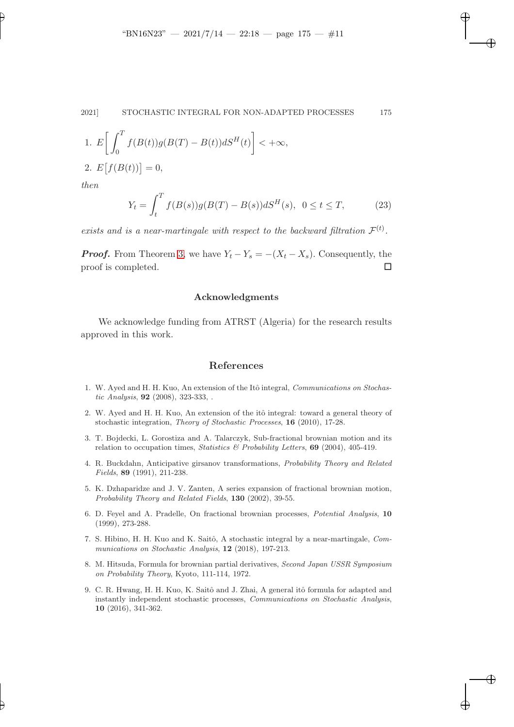1. $E\left[\int_0^T f(B(t))g(B(T)-B(t))dS^H(t)\right] < +\infty,$
2. $E\big[f(B(t))\big] = 0,$

*then*

$$Y_t = \int_t^T f(B(s))g(B(T)-B(s))dS^H(s), \;\; 0 \le t \le T, \tag{23}$$

*exists and is a near-martingale with respect to the backward filtration* $\mathcal{F}^{(t)}$.

***Proof.*** From Theorem 3, we have $Y_t - Y_s = -(X_t - X_s)$. Consequently, the proof is completed. □

## Acknowledgments

We acknowledge funding from ATRST (Algeria) for the research results approved in this work.

## References

1. W. Ayed and H. H. Kuo, An extension of the Itô integral, *Communications on Stochastic Analysis*, **92** (2008), 323-333, .
2. W. Ayed and H. H. Kuo, An extension of the itô integral: toward a general theory of stochastic integration, *Theory of Stochastic Processes*, **16** (2010), 17-28.
3. T. Bojdecki, L. Gorostiza and A. Talarczyk, Sub-fractional brownian motion and its relation to occupation times, *Statistics & Probability Letters*, **69** (2004), 405-419.
4. R. Buckdahn, Anticipative girsanov transformations, *Probability Theory and Related Fields*, **89** (1991), 211-238.
5. K. Dzhaparidze and J. V. Zanten, A series expansion of fractional brownian motion, *Probability Theory and Related Fields*, **130** (2002), 39-55.
6. D. Feyel and A. Pradelle, On fractional brownian processes, *Potential Analysis*, **10** (1999), 273-288.
7. S. Hibino, H. H. Kuo and K. Saitô, A stochastic integral by a near-martingale, *Communications on Stochastic Analysis*, **12** (2018), 197-213.
8. M. Hitsuda, Formula for brownian partial derivatives, *Second Japan USSR Symposium on Probability Theory*, Kyoto, 111-114, 1972.
9. C. R. Hwang, H. H. Kuo, K. Saitô and J. Zhai, A general itô formula for adapted and instantly independent stochastic processes, *Communications on Stochastic Analysis*, **10** (2016), 341-362.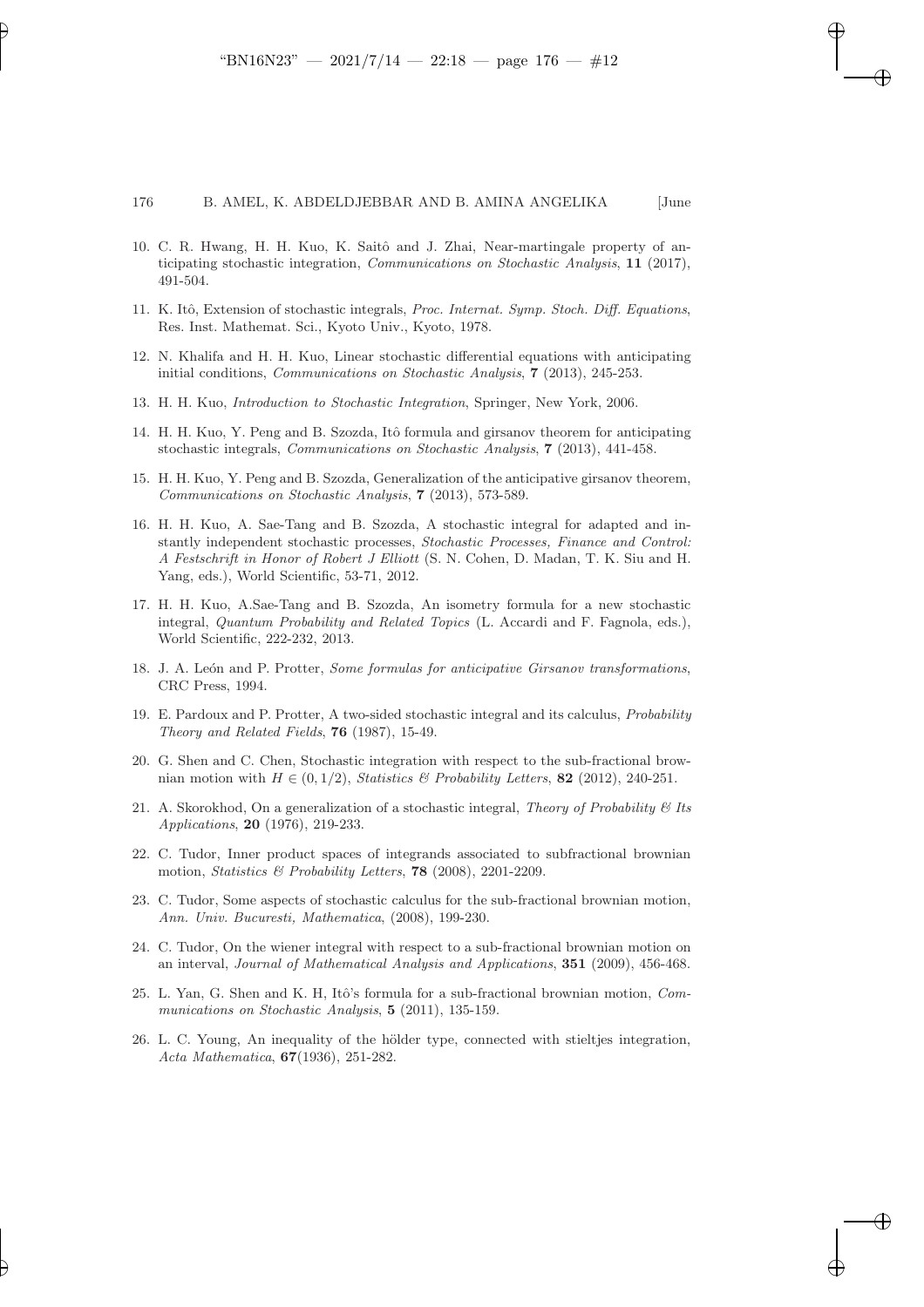10. C. R. Hwang, H. H. Kuo, K. Saitô and J. Zhai, Near-martingale property of anticipating stochastic integration, *Communications on Stochastic Analysis*, **11** (2017), 491-504.

11. K. Itô, Extension of stochastic integrals, *Proc. Internat. Symp. Stoch. Diff. Equations*, Res. Inst. Mathemat. Sci., Kyoto Univ., Kyoto, 1978.

12. N. Khalifa and H. H. Kuo, Linear stochastic differential equations with anticipating initial conditions, *Communications on Stochastic Analysis*, **7** (2013), 245-253.

13. H. H. Kuo, *Introduction to Stochastic Integration*, Springer, New York, 2006.

14. H. H. Kuo, Y. Peng and B. Szozda, Itô formula and girsanov theorem for anticipating stochastic integrals, *Communications on Stochastic Analysis*, **7** (2013), 441-458.

15. H. H. Kuo, Y. Peng and B. Szozda, Generalization of the anticipative girsanov theorem, *Communications on Stochastic Analysis*, **7** (2013), 573-589.

16. H. H. Kuo, A. Sae-Tang and B. Szozda, A stochastic integral for adapted and instantly independent stochastic processes, *Stochastic Processes, Finance and Control: A Festschrift in Honor of Robert J Elliott* (S. N. Cohen, D. Madan, T. K. Siu and H. Yang, eds.), World Scientific, 53-71, 2012.

17. H. H. Kuo, A.Sae-Tang and B. Szozda, An isometry formula for a new stochastic integral, *Quantum Probability and Related Topics* (L. Accardi and F. Fagnola, eds.), World Scientific, 222-232, 2013.

18. J. A. León and P. Protter, *Some formulas for anticipative Girsanov transformations*, CRC Press, 1994.

19. E. Pardoux and P. Protter, A two-sided stochastic integral and its calculus, *Probability Theory and Related Fields*, **76** (1987), 15-49.

20. G. Shen and C. Chen, Stochastic integration with respect to the sub-fractional brownian motion with $H \in (0, 1/2)$, *Statistics & Probability Letters*, **82** (2012), 240-251.

21. A. Skorokhod, On a generalization of a stochastic integral, *Theory of Probability & Its Applications*, **20** (1976), 219-233.

22. C. Tudor, Inner product spaces of integrands associated to subfractional brownian motion, *Statistics & Probability Letters*, **78** (2008), 2201-2209.

23. C. Tudor, Some aspects of stochastic calculus for the sub-fractional brownian motion, *Ann. Univ. Bucuresti, Mathematica*, (2008), 199-230.

24. C. Tudor, On the wiener integral with respect to a sub-fractional brownian motion on an interval, *Journal of Mathematical Analysis and Applications*, **351** (2009), 456-468.

25. L. Yan, G. Shen and K. H, Itô's formula for a sub-fractional brownian motion, *Communications on Stochastic Analysis*, **5** (2011), 135-159.

26. L. C. Young, An inequality of the hölder type, connected with stieltjes integration, *Acta Mathematica*, **67**(1936), 251-282.